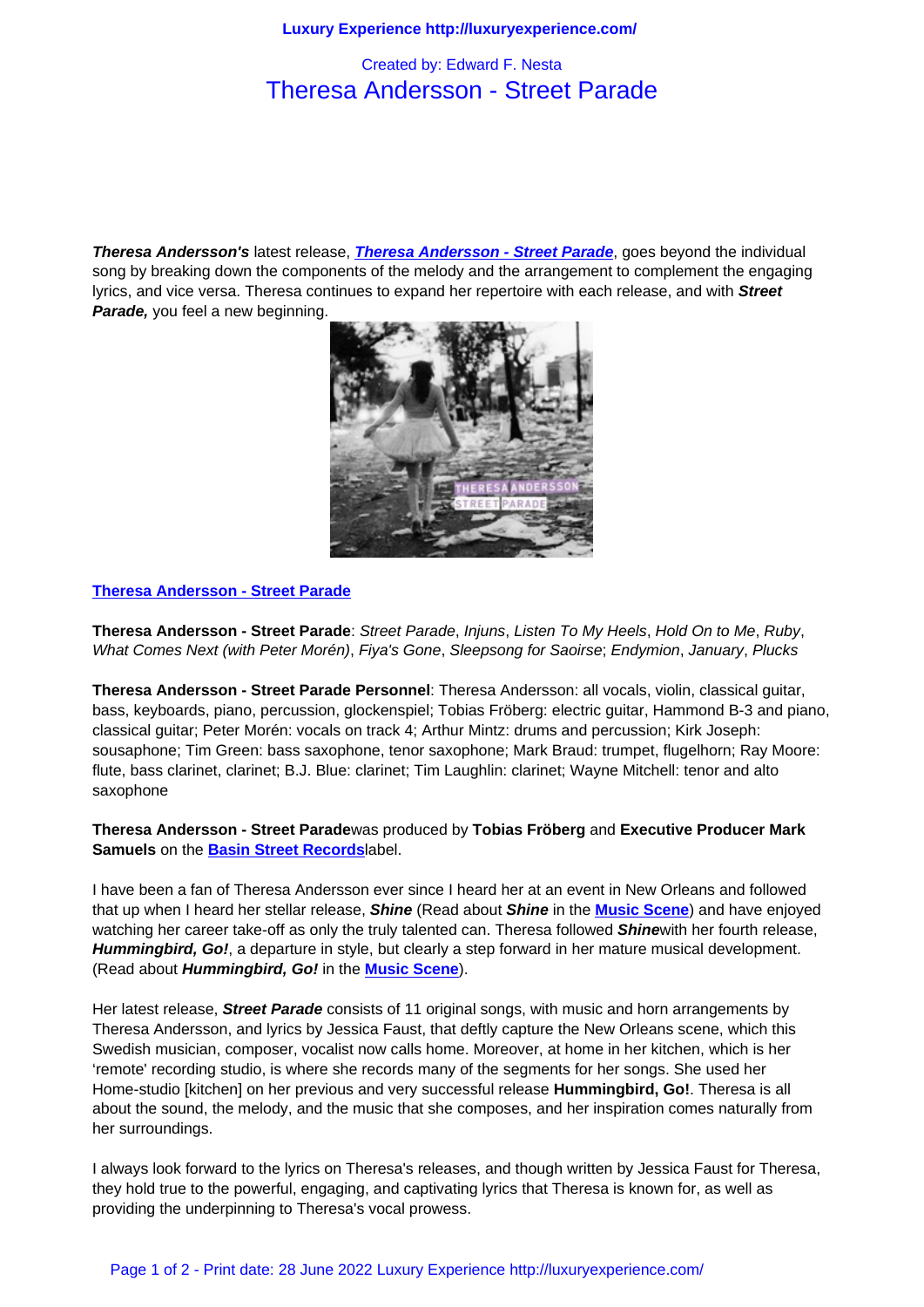Created by: Edward F. Nesta

# Theresa Andersson - Street Parade

***Theresa Andersson's*** latest release, ***[Theresa Andersson - Street Parade](#)***, goes beyond the individual song by breaking down the components of the melody and the arrangement to complement the engaging lyrics, and vice versa. Theresa continues to expand her repertoire with each release, and with ***Street Parade,*** you feel a new beginning.

**[Theresa Andersson - Street Parade](#)**

**Theresa Andersson - Street Parade**: *Street Parade*, *Injuns*, *Listen To My Heels*, *Hold On to Me*, *Ruby*, *What Comes Next (with Peter Morén)*, *Fiya's Gone*, *Sleepsong for Saoirse*; *Endymion*, *January*, *Plucks*

**Theresa Andersson - Street Parade Personnel**: Theresa Andersson: all vocals, violin, classical guitar, bass, keyboards, piano, percussion, glockenspiel; Tobias Fröberg: electric guitar, Hammond B-3 and piano, classical guitar; Peter Morén: vocals on track 4; Arthur Mintz: drums and percussion; Kirk Joseph: sousaphone; Tim Green: bass saxophone, tenor saxophone; Mark Braud: trumpet, flugelhorn; Ray Moore: flute, bass clarinet, clarinet; B.J. Blue: clarinet; Tim Laughlin: clarinet; Wayne Mitchell: tenor and alto saxophone

**Theresa Andersson - Street Parade**was produced by **Tobias Fröberg** and **Executive Producer Mark Samuels** on the **[Basin Street Records](#)**label.

I have been a fan of Theresa Andersson ever since I heard her at an event in New Orleans and followed that up when I heard her stellar release, ***Shine*** (Read about ***Shine*** in the **[Music Scene](#)**) and have enjoyed watching her career take-off as only the truly talented can. Theresa followed ***Shine***with her fourth release, ***Hummingbird, Go!***, a departure in style, but clearly a step forward in her mature musical development. (Read about ***Hummingbird, Go!*** in the **[Music Scene](#)**).

Her latest release, ***Street Parade*** consists of 11 original songs, with music and horn arrangements by Theresa Andersson, and lyrics by Jessica Faust, that deftly capture the New Orleans scene, which this Swedish musician, composer, vocalist now calls home. Moreover, at home in her kitchen, which is her 'remote' recording studio, is where she records many of the segments for her songs. She used her Home-studio [kitchen] on her previous and very successful release **Hummingbird, Go!**. Theresa is all about the sound, the melody, and the music that she composes, and her inspiration comes naturally from her surroundings.

I always look forward to the lyrics on Theresa's releases, and though written by Jessica Faust for Theresa, they hold true to the powerful, engaging, and captivating lyrics that Theresa is known for, as well as providing the underpinning to Theresa's vocal prowess.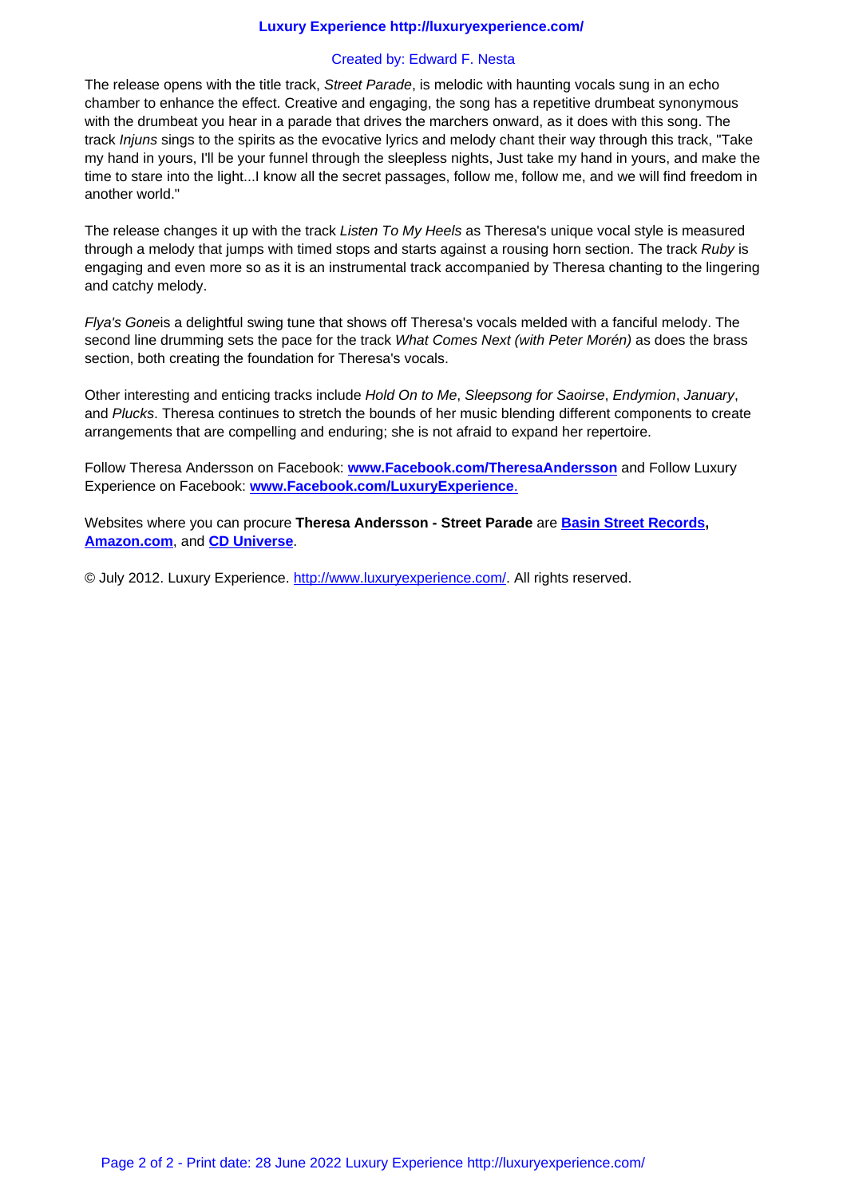The release opens with the title track, *Street Parade*, is melodic with haunting vocals sung in an echo chamber to enhance the effect. Creative and engaging, the song has a repetitive drumbeat synonymous with the drumbeat you hear in a parade that drives the marchers onward, as it does with this song. The track *Injuns* sings to the spirits as the evocative lyrics and melody chant their way through this track, "Take my hand in yours, I'll be your funnel through the sleepless nights, Just take my hand in yours, and make the time to stare into the light...I know all the secret passages, follow me, follow me, and we will find freedom in another world."

The release changes it up with the track *Listen To My Heels* as Theresa's unique vocal style is measured through a melody that jumps with timed stops and starts against a rousing horn section. The track *Ruby* is engaging and even more so as it is an instrumental track accompanied by Theresa chanting to the lingering and catchy melody.

*Flya's Gone*is a delightful swing tune that shows off Theresa's vocals melded with a fanciful melody. The second line drumming sets the pace for the track *What Comes Next (with Peter Morén)* as does the brass section, both creating the foundation for Theresa's vocals.

Other interesting and enticing tracks include *Hold On to Me*, *Sleepsong for Saoirse*, *Endymion*, *January*, and *Plucks*. Theresa continues to stretch the bounds of her music blending different components to create arrangements that are compelling and enduring; she is not afraid to expand her repertoire.

Follow Theresa Andersson on Facebook: **www.Facebook.com/TheresaAndersson** and Follow Luxury Experience on Facebook: **www.Facebook.com/LuxuryExperience**.

Websites where you can procure **Theresa Andersson - Street Parade** are **Basin Street Records, Amazon.com**, and **CD Universe**.

© July 2012. Luxury Experience. http://www.luxuryexperience.com/. All rights reserved.